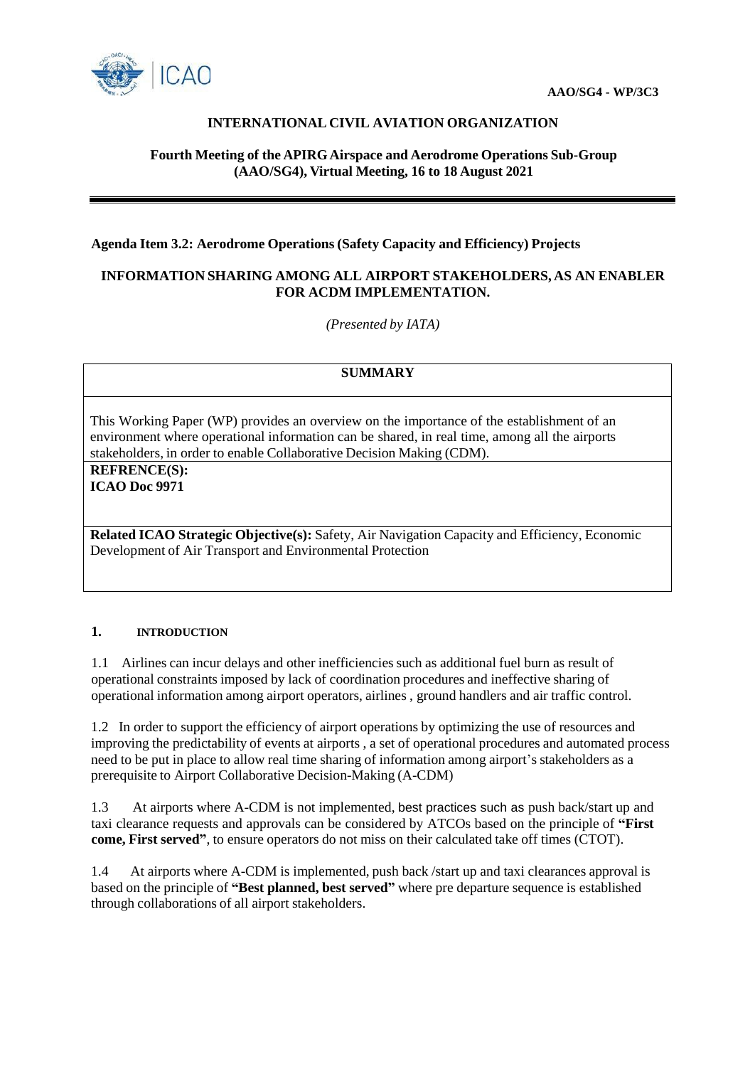**AAO/SG4 - WP/3C3**

**INTERNATIONAL CIVIL AVIATION ORGANIZATION**

**Fourth Meeting of the APIRG Airspace and Aerodrome Operations Sub-Group (AAO/SG4), Virtual Meeting, 16 to 18 August 2021**

---

**Agenda Item 3.2: Aerodrome Operations (Safety Capacity and Efficiency) Projects**

**INFORMATION SHARING AMONG ALL AIRPORT STAKEHOLDERS, AS AN ENABLER FOR ACDM IMPLEMENTATION.**

*(Presented by IATA)*

| **SUMMARY** |
|---|
| This Working Paper (WP) provides an overview on the importance of the establishment of an environment where operational information can be shared, in real time, among all the airports stakeholders, in order to enable Collaborative Decision Making (CDM). |
| **REFRENCE(S):**<br>**ICAO Doc 9971** |
| **Related ICAO Strategic Objective(s):** Safety, Air Navigation Capacity and Efficiency, Economic Development of Air Transport and Environmental Protection |

## 1. INTRODUCTION

1.1 Airlines can incur delays and other inefficiencies such as additional fuel burn as result of operational constraints imposed by lack of coordination procedures and ineffective sharing of operational information among airport operators, airlines , ground handlers and air traffic control.

1.2 In order to support the efficiency of airport operations by optimizing the use of resources and improving the predictability of events at airports , a set of operational procedures and automated process need to be put in place to allow real time sharing of information among airport's stakeholders as a prerequisite to Airport Collaborative Decision-Making (A-CDM)

1.3 At airports where A-CDM is not implemented, best practices such as push back/start up and taxi clearance requests and approvals can be considered by ATCOs based on the principle of **"First come, First served"**, to ensure operators do not miss on their calculated take off times (CTOT).

1.4 At airports where A-CDM is implemented, push back /start up and taxi clearances approval is based on the principle of **"Best planned, best served"** where pre departure sequence is established through collaborations of all airport stakeholders.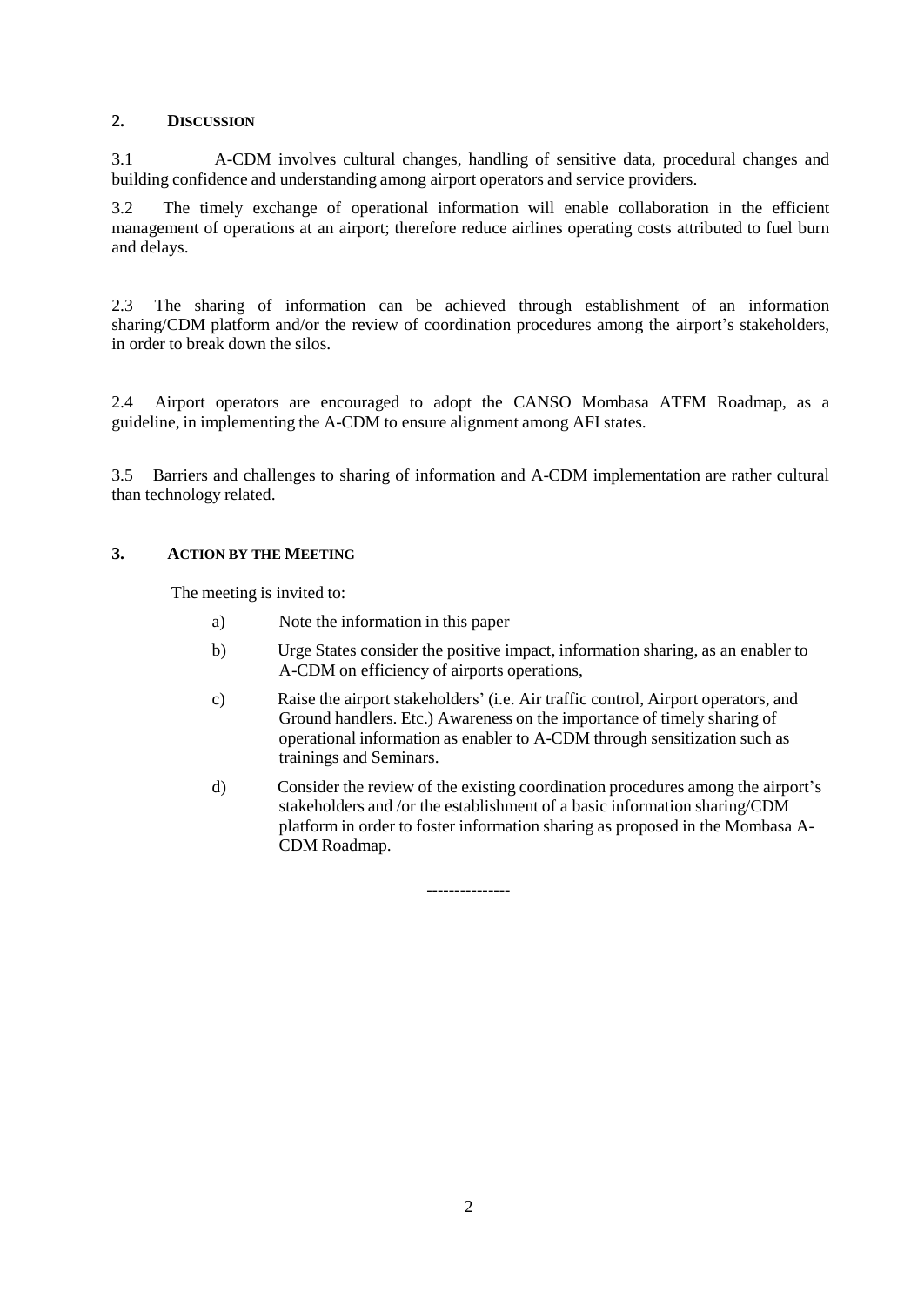## 2. DISCUSSION

3.1 A-CDM involves cultural changes, handling of sensitive data, procedural changes and building confidence and understanding among airport operators and service providers.

3.2 The timely exchange of operational information will enable collaboration in the efficient management of operations at an airport; therefore reduce airlines operating costs attributed to fuel burn and delays.

2.3 The sharing of information can be achieved through establishment of an information sharing/CDM platform and/or the review of coordination procedures among the airport's stakeholders, in order to break down the silos.

2.4 Airport operators are encouraged to adopt the CANSO Mombasa ATFM Roadmap, as a guideline, in implementing the A-CDM to ensure alignment among AFI states.

3.5 Barriers and challenges to sharing of information and A-CDM implementation are rather cultural than technology related.

## 3. ACTION BY THE MEETING

The meeting is invited to:

a) Note the information in this paper

b) Urge States consider the positive impact, information sharing, as an enabler to A-CDM on efficiency of airports operations,

c) Raise the airport stakeholders' (i.e. Air traffic control, Airport operators, and Ground handlers. Etc.) Awareness on the importance of timely sharing of operational information as enabler to A-CDM through sensitization such as trainings and Seminars.

d) Consider the review of the existing coordination procedures among the airport's stakeholders and /or the establishment of a basic information sharing/CDM platform in order to foster information sharing as proposed in the Mombasa A-CDM Roadmap.

---------------